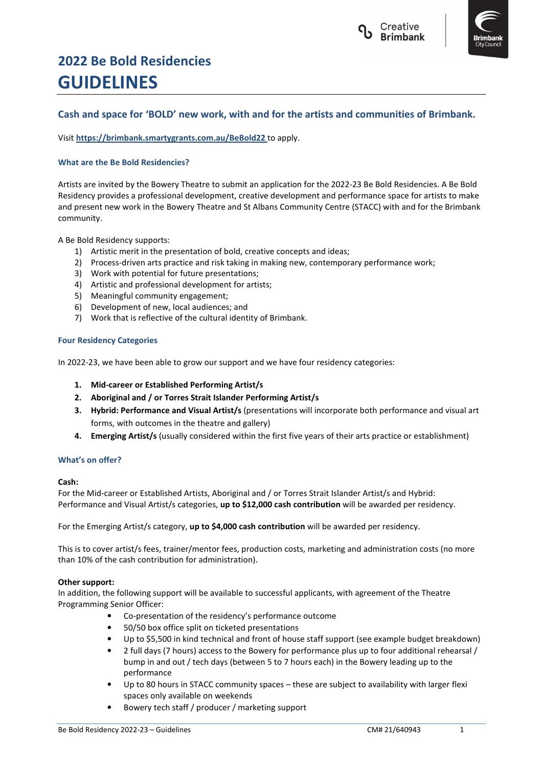# 2022 Be Bold Residencies

# GUIDELINES

## Cash and space for 'BOLD' new work, with and for the artists and communities of Brimbank.

Visit **https://brimbank.smartygrants.com.au/BeBold22** to apply.

### What are the Be Bold Residencies?

Artists are invited by the Bowery Theatre to submit an application for the 2022-23 Be Bold Residencies. A Be Bold Residency provides a professional development, creative development and performance space for artists to make and present new work in the Bowery Theatre and St Albans Community Centre (STACC) with and for the Brimbank community.

A Be Bold Residency supports:

1) Artistic merit in the presentation of bold, creative concepts and ideas;
2) Process-driven arts practice and risk taking in making new, contemporary performance work;
3) Work with potential for future presentations;
4) Artistic and professional development for artists;
5) Meaningful community engagement;
6) Development of new, local audiences; and
7) Work that is reflective of the cultural identity of Brimbank.

### Four Residency Categories

In 2022-23, we have been able to grow our support and we have four residency categories:

1. **Mid-career or Established Performing Artist/s**
2. **Aboriginal and / or Torres Strait Islander Performing Artist/s**
3. **Hybrid: Performance and Visual Artist/s** (presentations will incorporate both performance and visual art forms, with outcomes in the theatre and gallery)
4. **Emerging Artist/s** (usually considered within the first five years of their arts practice or establishment)

### What's on offer?

**Cash:**
For the Mid-career or Established Artists, Aboriginal and / or Torres Strait Islander Artist/s and Hybrid: Performance and Visual Artist/s categories, **up to $12,000 cash contribution** will be awarded per residency.

For the Emerging Artist/s category, **up to $4,000 cash contribution** will be awarded per residency.

This is to cover artist/s fees, trainer/mentor fees, production costs, marketing and administration costs (no more than 10% of the cash contribution for administration).

**Other support:**
In addition, the following support will be available to successful applicants, with agreement of the Theatre Programming Senior Officer:

- Co-presentation of the residency's performance outcome
- 50/50 box office split on ticketed presentations
- Up to $5,500 in kind technical and front of house staff support (see example budget breakdown)
- 2 full days (7 hours) access to the Bowery for performance plus up to four additional rehearsal / bump in and out / tech days (between 5 to 7 hours each) in the Bowery leading up to the performance
- Up to 80 hours in STACC community spaces – these are subject to availability with larger flexi spaces only available on weekends
- Bowery tech staff / producer / marketing support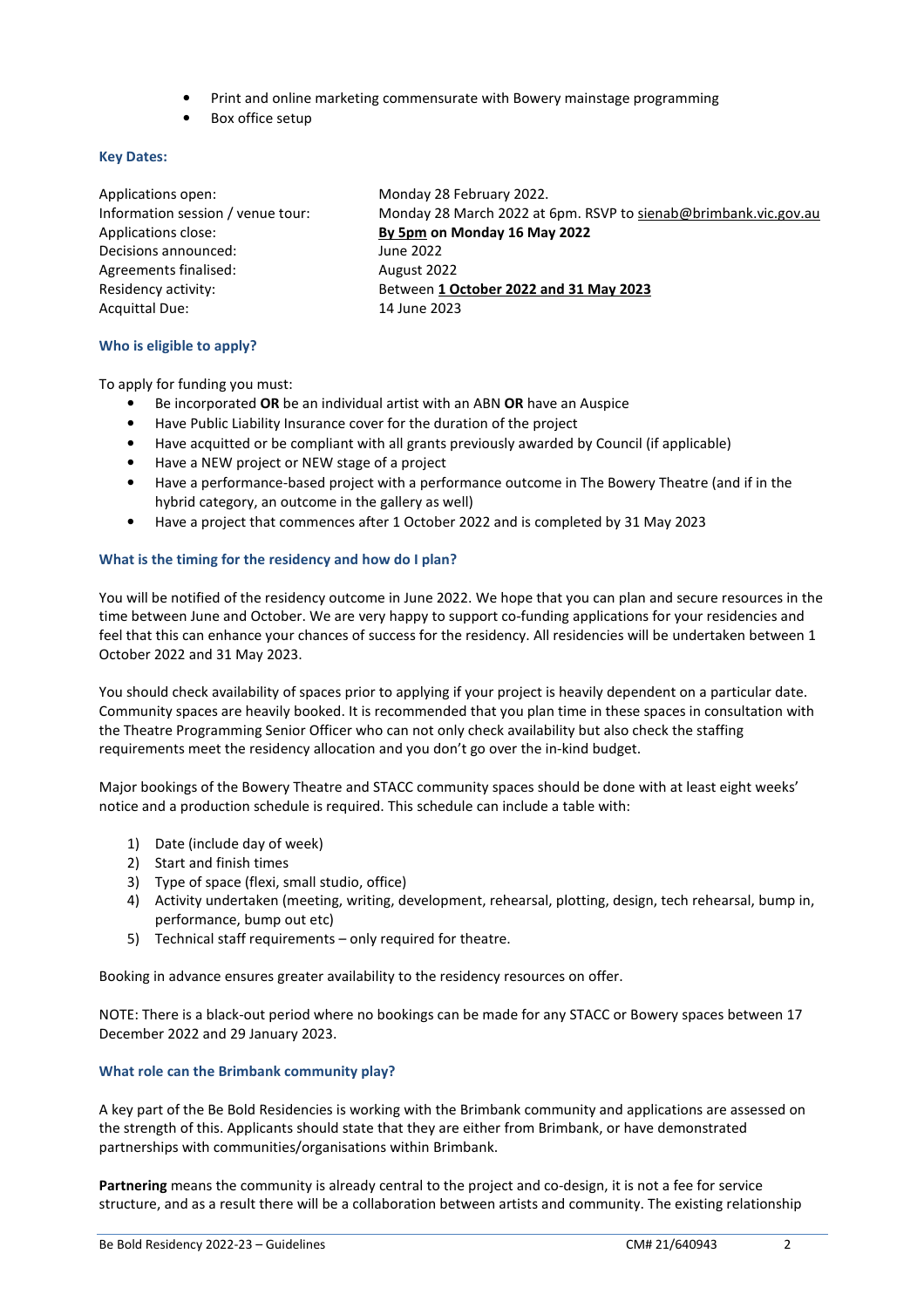- Print and online marketing commensurate with Bowery mainstage programming
- Box office setup

### Key Dates:

| | |
|---|---|
| Applications open: | Monday 28 February 2022. |
| Information session / venue tour: | Monday 28 March 2022 at 6pm. RSVP to sienab@brimbank.vic.gov.au |
| Applications close: | **By 5pm on Monday 16 May 2022** |
| Decisions announced: | June 2022 |
| Agreements finalised: | August 2022 |
| Residency activity: | Between **1 October 2022 and 31 May 2023** |
| Acquittal Due: | 14 June 2023 |

### Who is eligible to apply?

To apply for funding you must:

- Be incorporated **OR** be an individual artist with an ABN **OR** have an Auspice
- Have Public Liability Insurance cover for the duration of the project
- Have acquitted or be compliant with all grants previously awarded by Council (if applicable)
- Have a NEW project or NEW stage of a project
- Have a performance-based project with a performance outcome in The Bowery Theatre (and if in the hybrid category, an outcome in the gallery as well)
- Have a project that commences after 1 October 2022 and is completed by 31 May 2023

### What is the timing for the residency and how do I plan?

You will be notified of the residency outcome in June 2022. We hope that you can plan and secure resources in the time between June and October. We are very happy to support co-funding applications for your residencies and feel that this can enhance your chances of success for the residency. All residencies will be undertaken between 1 October 2022 and 31 May 2023.

You should check availability of spaces prior to applying if your project is heavily dependent on a particular date. Community spaces are heavily booked. It is recommended that you plan time in these spaces in consultation with the Theatre Programming Senior Officer who can not only check availability but also check the staffing requirements meet the residency allocation and you don't go over the in-kind budget.

Major bookings of the Bowery Theatre and STACC community spaces should be done with at least eight weeks' notice and a production schedule is required. This schedule can include a table with:

1) Date (include day of week)
2) Start and finish times
3) Type of space (flexi, small studio, office)
4) Activity undertaken (meeting, writing, development, rehearsal, plotting, design, tech rehearsal, bump in, performance, bump out etc)
5) Technical staff requirements – only required for theatre.

Booking in advance ensures greater availability to the residency resources on offer.

NOTE: There is a black-out period where no bookings can be made for any STACC or Bowery spaces between 17 December 2022 and 29 January 2023.

### What role can the Brimbank community play?

A key part of the Be Bold Residencies is working with the Brimbank community and applications are assessed on the strength of this. Applicants should state that they are either from Brimbank, or have demonstrated partnerships with communities/organisations within Brimbank.

**Partnering** means the community is already central to the project and co-design, it is not a fee for service structure, and as a result there will be a collaboration between artists and community. The existing relationship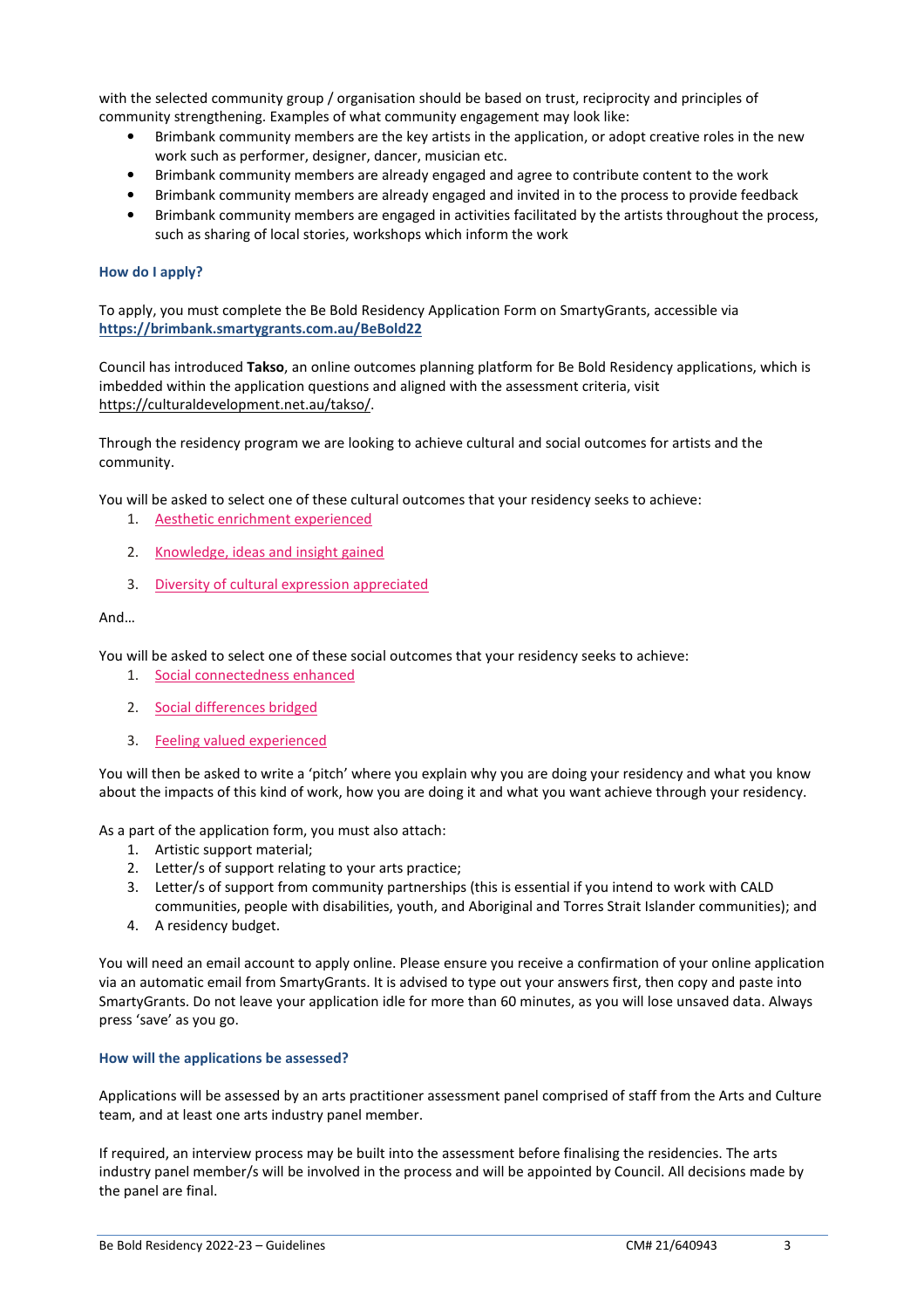with the selected community group / organisation should be based on trust, reciprocity and principles of community strengthening. Examples of what community engagement may look like:

- Brimbank community members are the key artists in the application, or adopt creative roles in the new work such as performer, designer, dancer, musician etc.
- Brimbank community members are already engaged and agree to contribute content to the work
- Brimbank community members are already engaged and invited in to the process to provide feedback
- Brimbank community members are engaged in activities facilitated by the artists throughout the process, such as sharing of local stories, workshops which inform the work

### How do I apply?

To apply, you must complete the Be Bold Residency Application Form on SmartyGrants, accessible via **https://brimbank.smartygrants.com.au/BeBold22**

Council has introduced **Takso**, an online outcomes planning platform for Be Bold Residency applications, which is imbedded within the application questions and aligned with the assessment criteria, visit https://culturaldevelopment.net.au/takso/.

Through the residency program we are looking to achieve cultural and social outcomes for artists and the community.

You will be asked to select one of these cultural outcomes that your residency seeks to achieve:

1. Aesthetic enrichment experienced
2. Knowledge, ideas and insight gained
3. Diversity of cultural expression appreciated

And…

You will be asked to select one of these social outcomes that your residency seeks to achieve:

1. Social connectedness enhanced
2. Social differences bridged
3. Feeling valued experienced

You will then be asked to write a 'pitch' where you explain why you are doing your residency and what you know about the impacts of this kind of work, how you are doing it and what you want achieve through your residency.

As a part of the application form, you must also attach:

1. Artistic support material;
2. Letter/s of support relating to your arts practice;
3. Letter/s of support from community partnerships (this is essential if you intend to work with CALD communities, people with disabilities, youth, and Aboriginal and Torres Strait Islander communities); and
4. A residency budget.

You will need an email account to apply online. Please ensure you receive a confirmation of your online application via an automatic email from SmartyGrants. It is advised to type out your answers first, then copy and paste into SmartyGrants. Do not leave your application idle for more than 60 minutes, as you will lose unsaved data. Always press 'save' as you go.

### How will the applications be assessed?

Applications will be assessed by an arts practitioner assessment panel comprised of staff from the Arts and Culture team, and at least one arts industry panel member.

If required, an interview process may be built into the assessment before finalising the residencies. The arts industry panel member/s will be involved in the process and will be appointed by Council. All decisions made by the panel are final.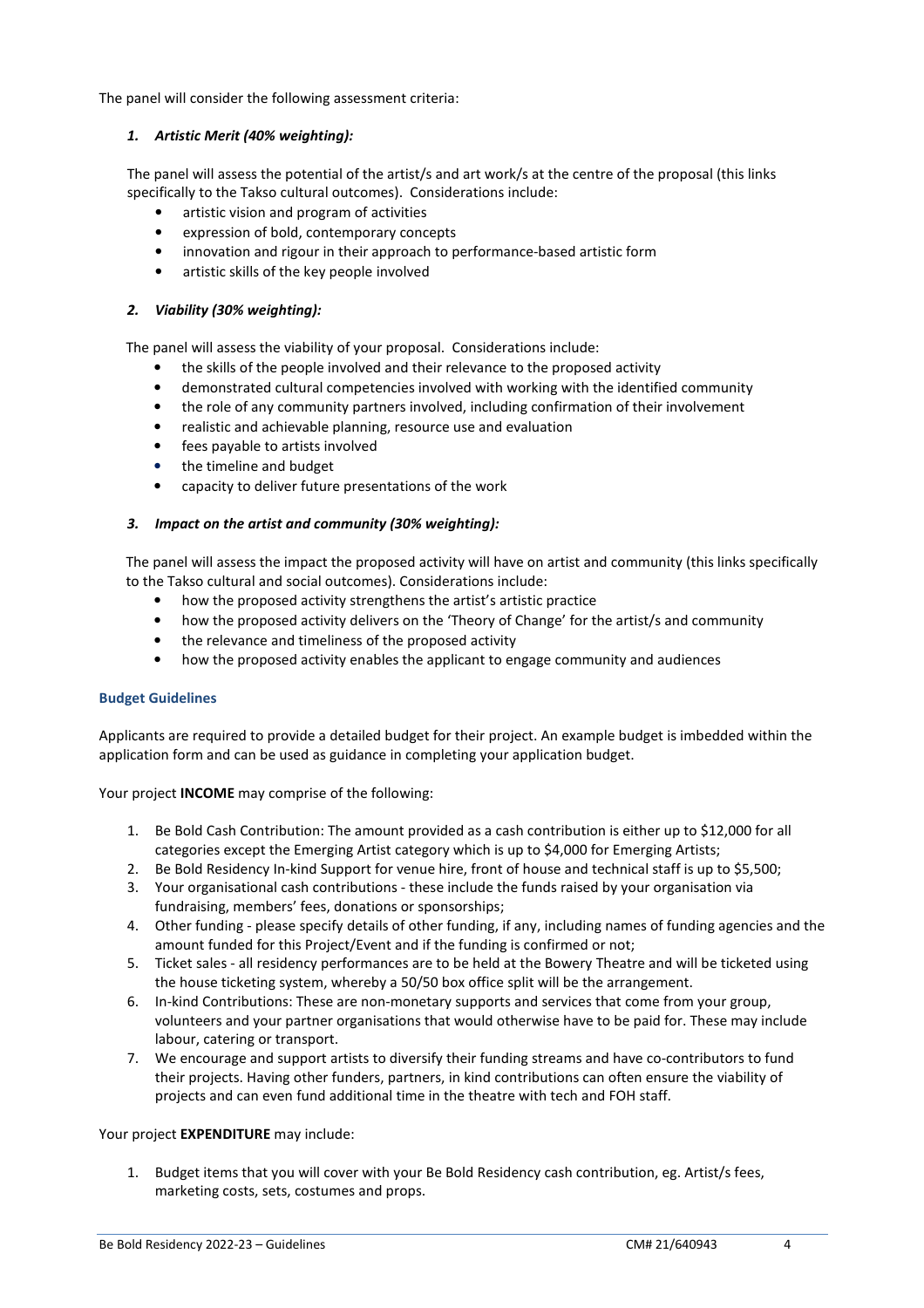The panel will consider the following assessment criteria:

### *1. Artistic Merit (40% weighting):*

The panel will assess the potential of the artist/s and art work/s at the centre of the proposal (this links specifically to the Takso cultural outcomes). Considerations include:

- artistic vision and program of activities
- expression of bold, contemporary concepts
- innovation and rigour in their approach to performance-based artistic form
- artistic skills of the key people involved

### *2. Viability (30% weighting):*

The panel will assess the viability of your proposal. Considerations include:

- the skills of the people involved and their relevance to the proposed activity
- demonstrated cultural competencies involved with working with the identified community
- the role of any community partners involved, including confirmation of their involvement
- realistic and achievable planning, resource use and evaluation
- fees payable to artists involved
- the timeline and budget
- capacity to deliver future presentations of the work

### *3. Impact on the artist and community (30% weighting):*

The panel will assess the impact the proposed activity will have on artist and community (this links specifically to the Takso cultural and social outcomes). Considerations include:

- how the proposed activity strengthens the artist's artistic practice
- how the proposed activity delivers on the 'Theory of Change' for the artist/s and community
- the relevance and timeliness of the proposed activity
- how the proposed activity enables the applicant to engage community and audiences

## Budget Guidelines

Applicants are required to provide a detailed budget for their project. An example budget is imbedded within the application form and can be used as guidance in completing your application budget.

Your project **INCOME** may comprise of the following:

1. Be Bold Cash Contribution: The amount provided as a cash contribution is either up to $12,000 for all categories except the Emerging Artist category which is up to $4,000 for Emerging Artists;
2. Be Bold Residency In-kind Support for venue hire, front of house and technical staff is up to $5,500;
3. Your organisational cash contributions - these include the funds raised by your organisation via fundraising, members' fees, donations or sponsorships;
4. Other funding - please specify details of other funding, if any, including names of funding agencies and the amount funded for this Project/Event and if the funding is confirmed or not;
5. Ticket sales - all residency performances are to be held at the Bowery Theatre and will be ticketed using the house ticketing system, whereby a 50/50 box office split will be the arrangement.
6. In-kind Contributions: These are non-monetary supports and services that come from your group, volunteers and your partner organisations that would otherwise have to be paid for. These may include labour, catering or transport.
7. We encourage and support artists to diversify their funding streams and have co-contributors to fund their projects. Having other funders, partners, in kind contributions can often ensure the viability of projects and can even fund additional time in the theatre with tech and FOH staff.

Your project **EXPENDITURE** may include:

1. Budget items that you will cover with your Be Bold Residency cash contribution, eg. Artist/s fees, marketing costs, sets, costumes and props.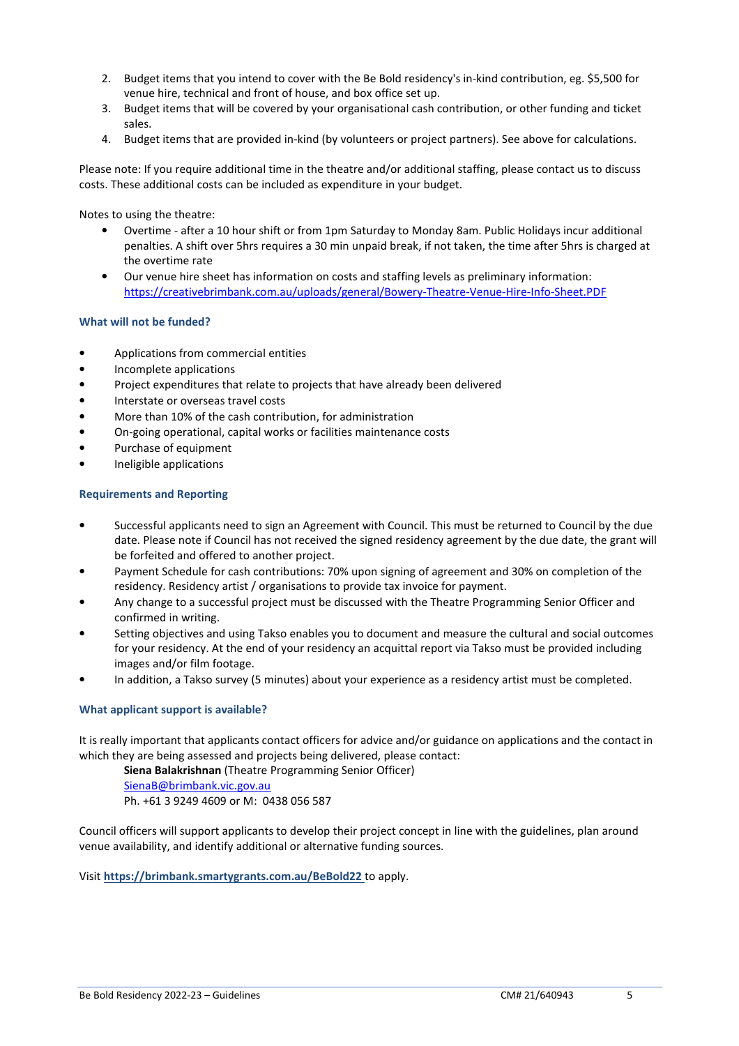2. Budget items that you intend to cover with the Be Bold residency's in-kind contribution, eg. $5,500 for venue hire, technical and front of house, and box office set up.
3. Budget items that will be covered by your organisational cash contribution, or other funding and ticket sales.
4. Budget items that are provided in-kind (by volunteers or project partners). See above for calculations.

Please note: If you require additional time in the theatre and/or additional staffing, please contact us to discuss costs. These additional costs can be included as expenditure in your budget.

Notes to using the theatre:

- Overtime - after a 10 hour shift or from 1pm Saturday to Monday 8am. Public Holidays incur additional penalties. A shift over 5hrs requires a 30 min unpaid break, if not taken, the time after 5hrs is charged at the overtime rate
- Our venue hire sheet has information on costs and staffing levels as preliminary information: https://creativebrimbank.com.au/uploads/general/Bowery-Theatre-Venue-Hire-Info-Sheet.PDF

### What will not be funded?

- Applications from commercial entities
- Incomplete applications
- Project expenditures that relate to projects that have already been delivered
- Interstate or overseas travel costs
- More than 10% of the cash contribution, for administration
- On-going operational, capital works or facilities maintenance costs
- Purchase of equipment
- Ineligible applications

### Requirements and Reporting

- Successful applicants need to sign an Agreement with Council. This must be returned to Council by the due date. Please note if Council has not received the signed residency agreement by the due date, the grant will be forfeited and offered to another project.
- Payment Schedule for cash contributions: 70% upon signing of agreement and 30% on completion of the residency. Residency artist / organisations to provide tax invoice for payment.
- Any change to a successful project must be discussed with the Theatre Programming Senior Officer and confirmed in writing.
- Setting objectives and using Takso enables you to document and measure the cultural and social outcomes for your residency. At the end of your residency an acquittal report via Takso must be provided including images and/or film footage.
- In addition, a Takso survey (5 minutes) about your experience as a residency artist must be completed.

### What applicant support is available?

It is really important that applicants contact officers for advice and/or guidance on applications and the contact in which they are being assessed and projects being delivered, please contact:

**Siena Balakrishnan** (Theatre Programming Senior Officer)
SienaB@brimbank.vic.gov.au
Ph. +61 3 9249 4609 or M: 0438 056 587

Council officers will support applicants to develop their project concept in line with the guidelines, plan around venue availability, and identify additional or alternative funding sources.

Visit **https://brimbank.smartygrants.com.au/BeBold22** to apply.